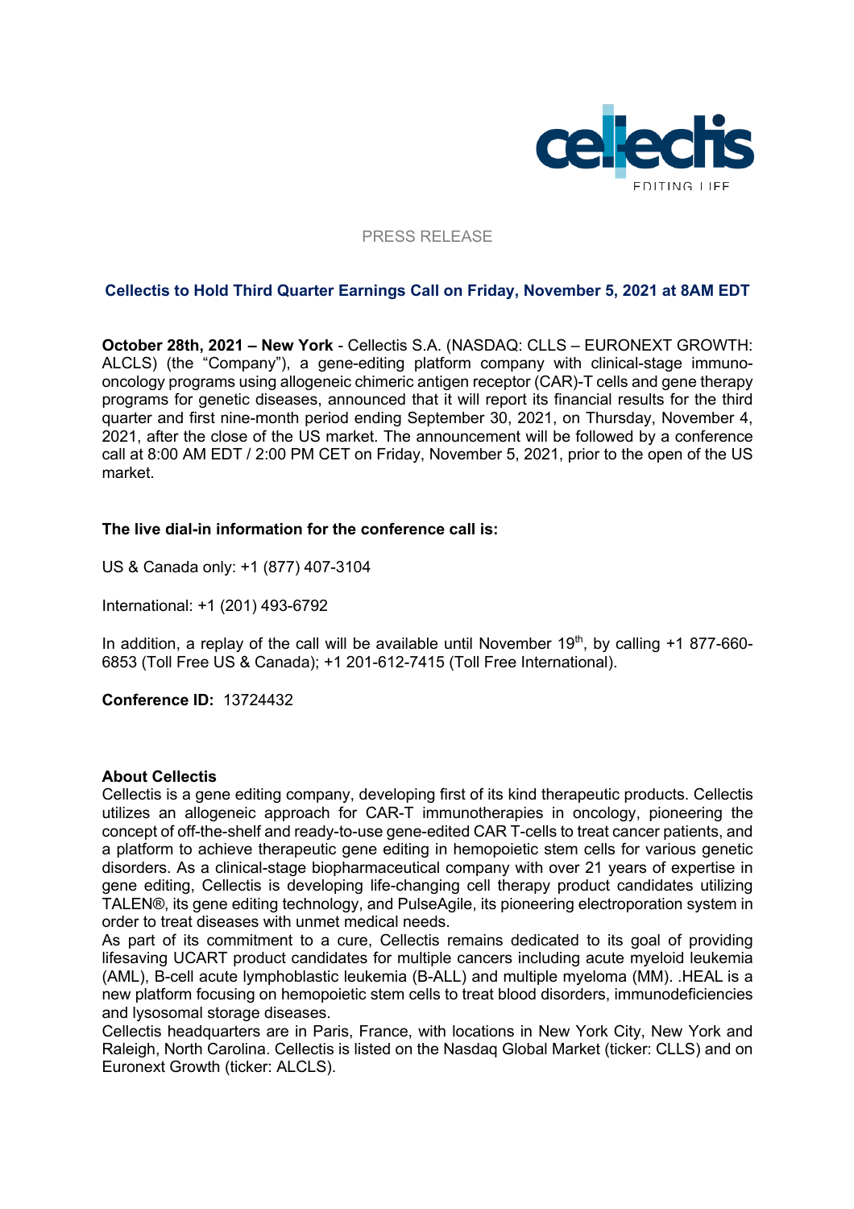PRESS RELEASE

## Cellectis to Hold Third Quarter Earnings Call on Friday, November 5, 2021 at 8AM EDT

**October 28th, 2021 – New York** - Cellectis S.A. (NASDAQ: CLLS – EURONEXT GROWTH: ALCLS) (the "Company"), a gene-editing platform company with clinical-stage immuno-oncology programs using allogeneic chimeric antigen receptor (CAR)-T cells and gene therapy programs for genetic diseases, announced that it will report its financial results for the third quarter and first nine-month period ending September 30, 2021, on Thursday, November 4, 2021, after the close of the US market. The announcement will be followed by a conference call at 8:00 AM EDT / 2:00 PM CET on Friday, November 5, 2021, prior to the open of the US market.

**The live dial-in information for the conference call is:**

US & Canada only: +1 (877) 407-3104

International: +1 (201) 493-6792

In addition, a replay of the call will be available until November 19th, by calling +1 877-660-6853 (Toll Free US & Canada); +1 201-612-7415 (Toll Free International).

**Conference ID:** 13724432

**About Cellectis**

Cellectis is a gene editing company, developing first of its kind therapeutic products. Cellectis utilizes an allogeneic approach for CAR-T immunotherapies in oncology, pioneering the concept of off-the-shelf and ready-to-use gene-edited CAR T-cells to treat cancer patients, and a platform to achieve therapeutic gene editing in hemopoietic stem cells for various genetic disorders. As a clinical-stage biopharmaceutical company with over 21 years of expertise in gene editing, Cellectis is developing life-changing cell therapy product candidates utilizing TALEN®, its gene editing technology, and PulseAgile, its pioneering electroporation system in order to treat diseases with unmet medical needs.

As part of its commitment to a cure, Cellectis remains dedicated to its goal of providing lifesaving UCART product candidates for multiple cancers including acute myeloid leukemia (AML), B-cell acute lymphoblastic leukemia (B-ALL) and multiple myeloma (MM). .HEAL is a new platform focusing on hemopoietic stem cells to treat blood disorders, immunodeficiencies and lysosomal storage diseases.

Cellectis headquarters are in Paris, France, with locations in New York City, New York and Raleigh, North Carolina. Cellectis is listed on the Nasdaq Global Market (ticker: CLLS) and on Euronext Growth (ticker: ALCLS).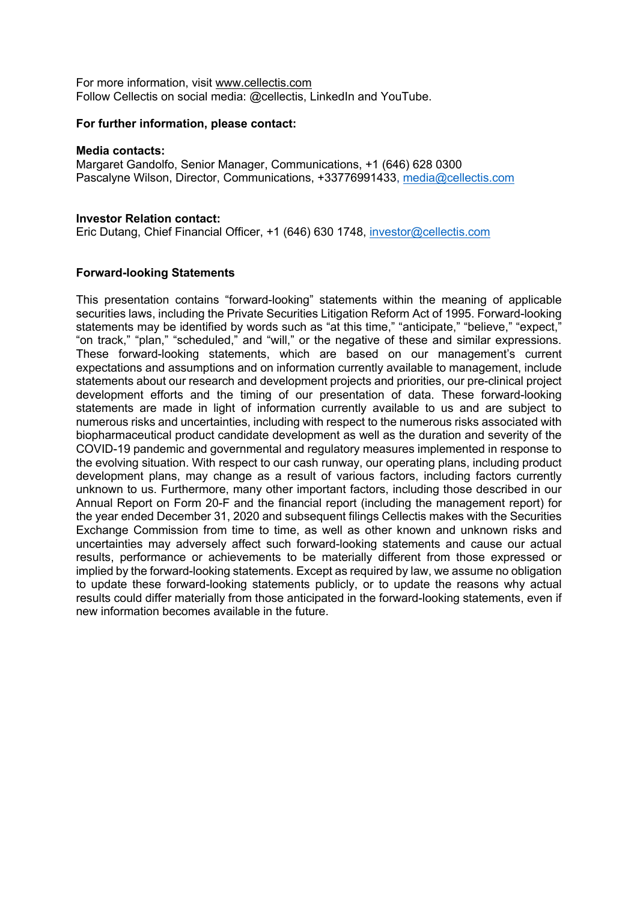For more information, visit www.cellectis.com
Follow Cellectis on social media: @cellectis, LinkedIn and YouTube.

**For further information, please contact:**

**Media contacts:**
Margaret Gandolfo, Senior Manager, Communications, +1 (646) 628 0300
Pascalyne Wilson, Director, Communications, +33776991433, media@cellectis.com

**Investor Relation contact:**
Eric Dutang, Chief Financial Officer, +1 (646) 630 1748, investor@cellectis.com

**Forward-looking Statements**

This presentation contains "forward-looking" statements within the meaning of applicable securities laws, including the Private Securities Litigation Reform Act of 1995. Forward-looking statements may be identified by words such as "at this time," "anticipate," "believe," "expect," "on track," "plan," "scheduled," and "will," or the negative of these and similar expressions. These forward-looking statements, which are based on our management's current expectations and assumptions and on information currently available to management, include statements about our research and development projects and priorities, our pre-clinical project development efforts and the timing of our presentation of data. These forward-looking statements are made in light of information currently available to us and are subject to numerous risks and uncertainties, including with respect to the numerous risks associated with biopharmaceutical product candidate development as well as the duration and severity of the COVID-19 pandemic and governmental and regulatory measures implemented in response to the evolving situation. With respect to our cash runway, our operating plans, including product development plans, may change as a result of various factors, including factors currently unknown to us. Furthermore, many other important factors, including those described in our Annual Report on Form 20-F and the financial report (including the management report) for the year ended December 31, 2020 and subsequent filings Cellectis makes with the Securities Exchange Commission from time to time, as well as other known and unknown risks and uncertainties may adversely affect such forward-looking statements and cause our actual results, performance or achievements to be materially different from those expressed or implied by the forward-looking statements. Except as required by law, we assume no obligation to update these forward-looking statements publicly, or to update the reasons why actual results could differ materially from those anticipated in the forward-looking statements, even if new information becomes available in the future.